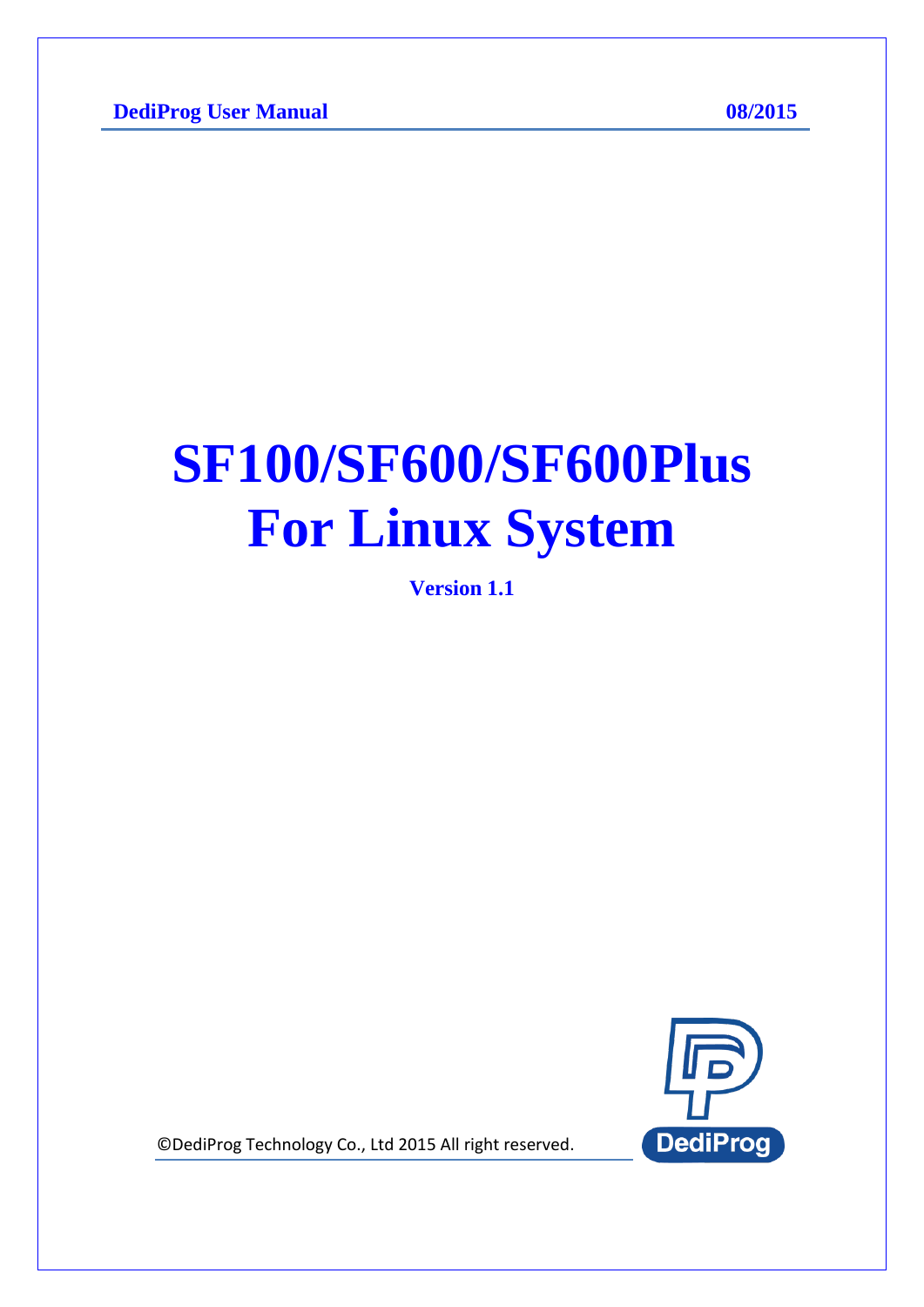DediProg User Manual 08/2015

# SF100/SF600/SF600Plus For Linux System

**Version 1.1**

©DediProg Technology Co., Ltd 2015 All right reserved.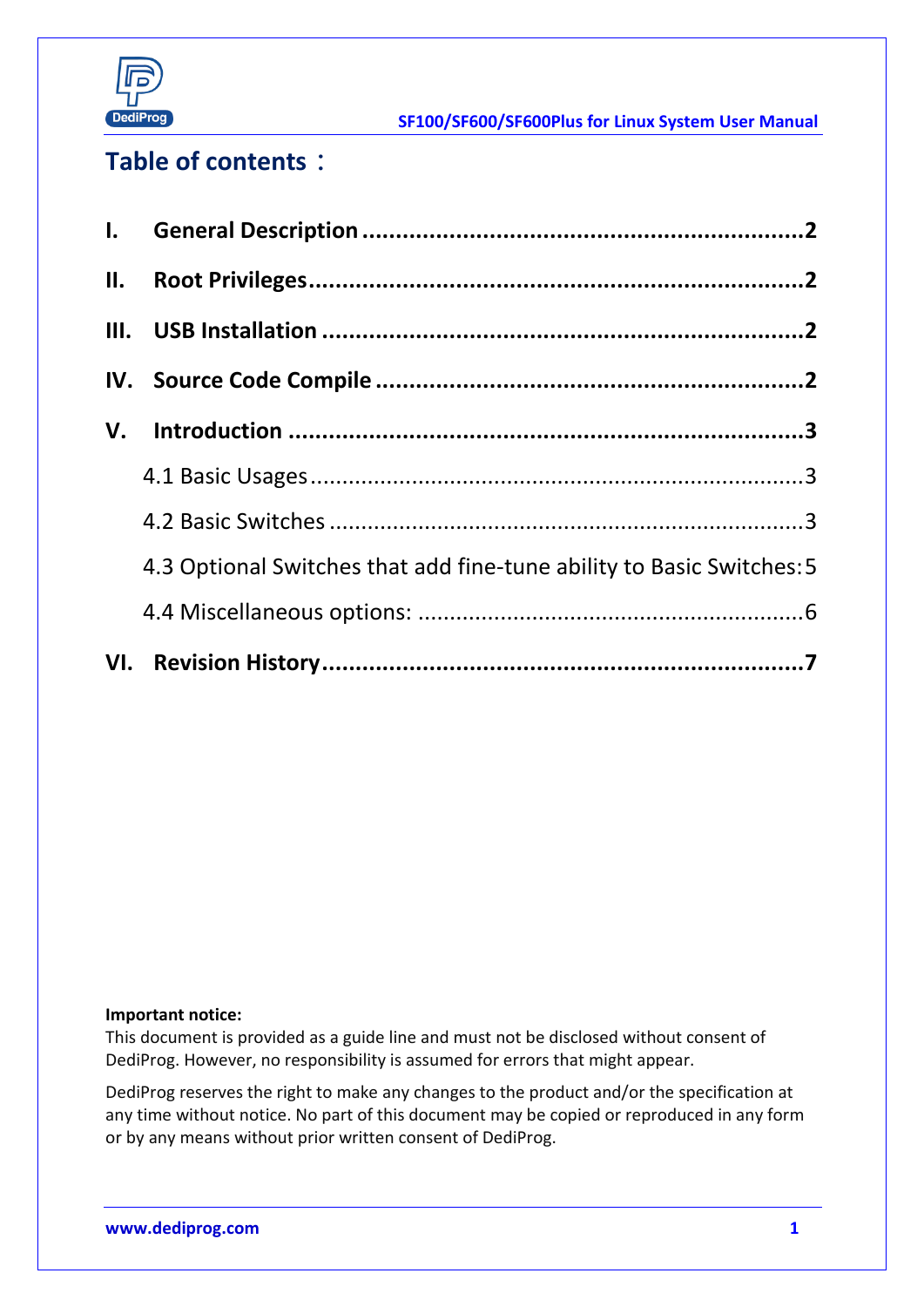# Table of contents：

- I. General Description ........................................................................ 2
- II. Root Privileges ................................................................................ 2
- III. USB Installation ............................................................................ 2
- IV. Source Code Compile ..................................................................... 2
- V. Introduction ..................................................................................... 3
  - 4.1 Basic Usages ................................................................................ 3
  - 4.2 Basic Switches ............................................................................. 3
  - 4.3 Optional Switches that add fine-tune ability to Basic Switches: 5
  - 4.4 Miscellaneous options: ................................................................. 6
- VI. Revision History ............................................................................. 7

**Important notice:**

This document is provided as a guide line and must not be disclosed without consent of DediProg. However, no responsibility is assumed for errors that might appear.

DediProg reserves the right to make any changes to the product and/or the specification at any time without notice. No part of this document may be copied or reproduced in any form or by any means without prior written consent of DediProg.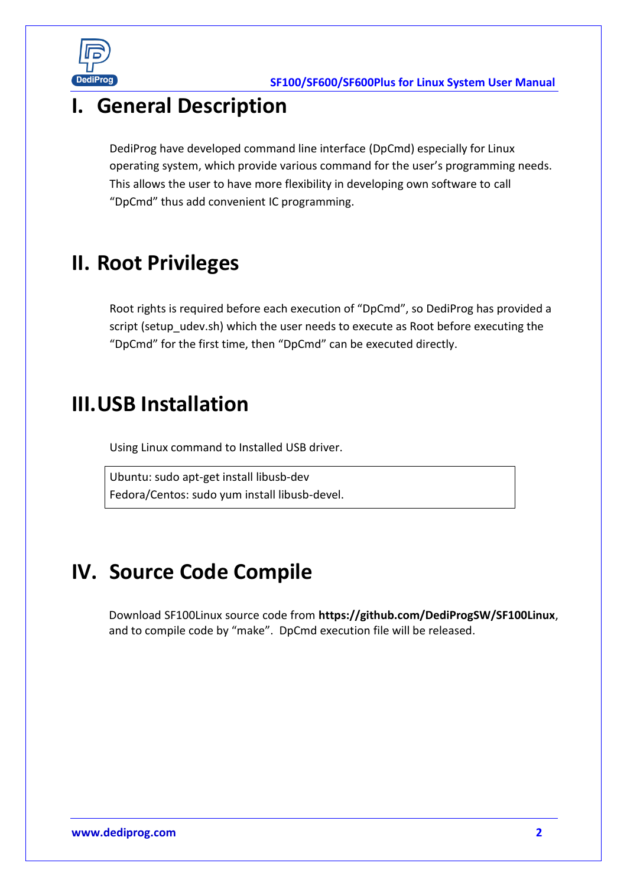# I. General Description

DediProg have developed command line interface (DpCmd) especially for Linux operating system, which provide various command for the user's programming needs. This allows the user to have more flexibility in developing own software to call "DpCmd" thus add convenient IC programming.

# II. Root Privileges

Root rights is required before each execution of "DpCmd", so DediProg has provided a script (setup_udev.sh) which the user needs to execute as Root before executing the "DpCmd" for the first time, then "DpCmd" can be executed directly.

# III. USB Installation

Using Linux command to Installed USB driver.

```
Ubuntu: sudo apt-get install libusb-dev
Fedora/Centos: sudo yum install libusb-devel.
```

# IV. Source Code Compile

Download SF100Linux source code from **https://github.com/DediProgSW/SF100Linux**, and to compile code by "make". DpCmd execution file will be released.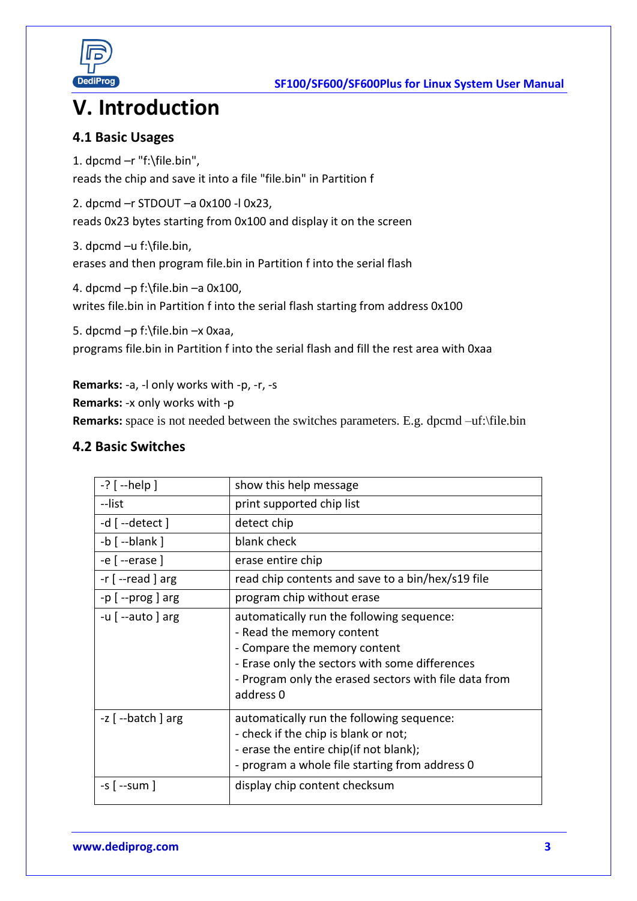# V. Introduction

## 4.1 Basic Usages

1. dpcmd –r "f:\file.bin",
reads the chip and save it into a file "file.bin" in Partition f

2. dpcmd –r STDOUT –a 0x100 -l 0x23,
reads 0x23 bytes starting from 0x100 and display it on the screen

3. dpcmd –u f:\file.bin,
erases and then program file.bin in Partition f into the serial flash

4. dpcmd –p f:\file.bin –a 0x100,
writes file.bin in Partition f into the serial flash starting from address 0x100

5. dpcmd –p f:\file.bin –x 0xaa,
programs file.bin in Partition f into the serial flash and fill the rest area with 0xaa

**Remarks:** -a, -l only works with -p, -r, -s
**Remarks:** -x only works with -p
**Remarks:** space is not needed between the switches parameters. E.g. dpcmd –uf:\file.bin

## 4.2 Basic Switches

| | |
|---|---|
| -? [ --help ] | show this help message |
| --list | print supported chip list |
| -d [ --detect ] | detect chip |
| -b [ --blank ] | blank check |
| -e [ --erase ] | erase entire chip |
| -r [ --read ] arg | read chip contents and save to a bin/hex/s19 file |
| -p [ --prog ] arg | program chip without erase |
| -u [ --auto ] arg | automatically run the following sequence:<br>- Read the memory content<br>- Compare the memory content<br>- Erase only the sectors with some differences<br>- Program only the erased sectors with file data from address 0 |
| -z [ --batch ] arg | automatically run the following sequence:<br>- check if the chip is blank or not;<br>- erase the entire chip(if not blank);<br>- program a whole file starting from address 0 |
| -s [ --sum ] | display chip content checksum |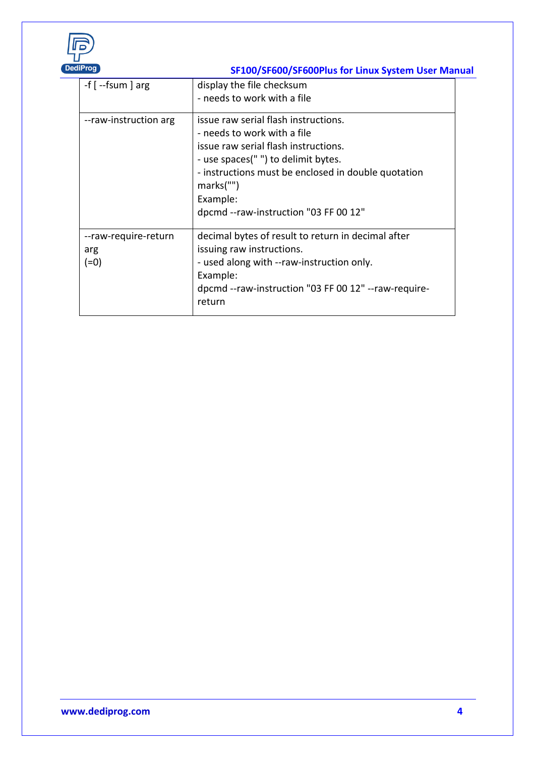| | |
|---|---|
| -f [ --fsum ] arg | display the file checksum<br>- needs to work with a file |
| --raw-instruction arg | issue raw serial flash instructions.<br>- needs to work with a file<br>issue raw serial flash instructions.<br>- use spaces(" ") to delimit bytes.<br>- instructions must be enclosed in double quotation marks("")<br>Example:<br>dpcmd --raw-instruction "03 FF 00 12" |
| --raw-require-return arg<br>(=0) | decimal bytes of result to return in decimal after issuing raw instructions.<br>- used along with --raw-instruction only.<br>Example:<br>dpcmd --raw-instruction "03 FF 00 12" --raw-require-return |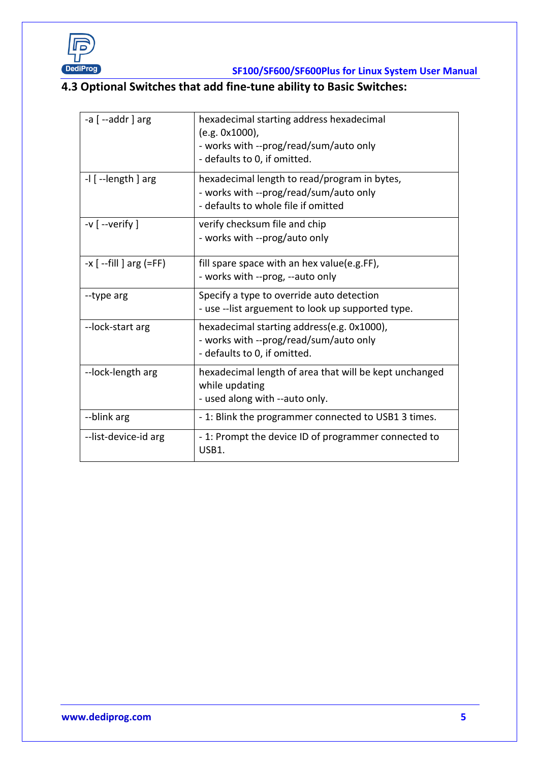## 4.3 Optional Switches that add fine-tune ability to Basic Switches:

| | |
|---|---|
| -a [ --addr ] arg | hexadecimal starting address hexadecimal (e.g. 0x1000),<br>- works with --prog/read/sum/auto only<br>- defaults to 0, if omitted. |
| -l [ --length ] arg | hexadecimal length to read/program in bytes,<br>- works with --prog/read/sum/auto only<br>- defaults to whole file if omitted |
| -v [ --verify ] | verify checksum file and chip<br>- works with --prog/auto only |
| -x [ --fill ] arg (=FF) | fill spare space with an hex value(e.g.FF),<br>- works with --prog, --auto only |
| --type arg | Specify a type to override auto detection<br>- use --list arguement to look up supported type. |
| --lock-start arg | hexadecimal starting address(e.g. 0x1000),<br>- works with --prog/read/sum/auto only<br>- defaults to 0, if omitted. |
| --lock-length arg | hexadecimal length of area that will be kept unchanged while updating<br>- used along with --auto only. |
| --blink arg | - 1: Blink the programmer connected to USB1 3 times. |
| --list-device-id arg | - 1: Prompt the device ID of programmer connected to USB1. |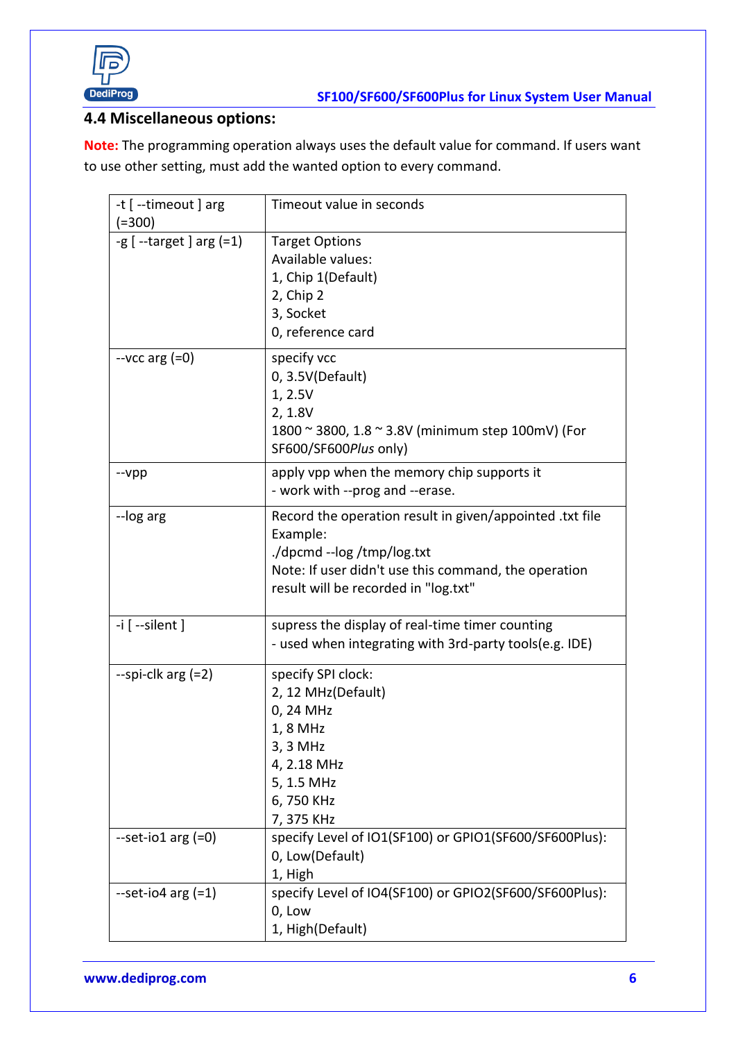## 4.4 Miscellaneous options:

**Note:** The programming operation always uses the default value for command. If users want to use other setting, must add the wanted option to every command.

| | |
|---|---|
| -t [ --timeout ] arg (=300) | Timeout value in seconds |
| -g [ --target ] arg (=1) | Target Options<br>Available values:<br>1, Chip 1(Default)<br>2, Chip 2<br>3, Socket<br>0, reference card |
| --vcc arg (=0) | specify vcc<br>0, 3.5V(Default)<br>1, 2.5V<br>2, 1.8V<br>1800 ~ 3800, 1.8 ~ 3.8V (minimum step 100mV) (For SF600/SF600*Plus* only) |
| --vpp | apply vpp when the memory chip supports it<br>- work with --prog and --erase. |
| --log arg | Record the operation result in given/appointed .txt file<br>Example:<br>./dpcmd --log /tmp/log.txt<br>Note: If user didn't use this command, the operation result will be recorded in "log.txt" |
| -i [ --silent ] | supress the display of real-time timer counting<br>- used when integrating with 3rd-party tools(e.g. IDE) |
| --spi-clk arg (=2) | specify SPI clock:<br>2, 12 MHz(Default)<br>0, 24 MHz<br>1, 8 MHz<br>3, 3 MHz<br>4, 2.18 MHz<br>5, 1.5 MHz<br>6, 750 KHz<br>7, 375 KHz |
| --set-io1 arg (=0) | specify Level of IO1(SF100) or GPIO1(SF600/SF600Plus):<br>0, Low(Default)<br>1, High |
| --set-io4 arg (=1) | specify Level of IO4(SF100) or GPIO2(SF600/SF600Plus):<br>0, Low<br>1, High(Default) |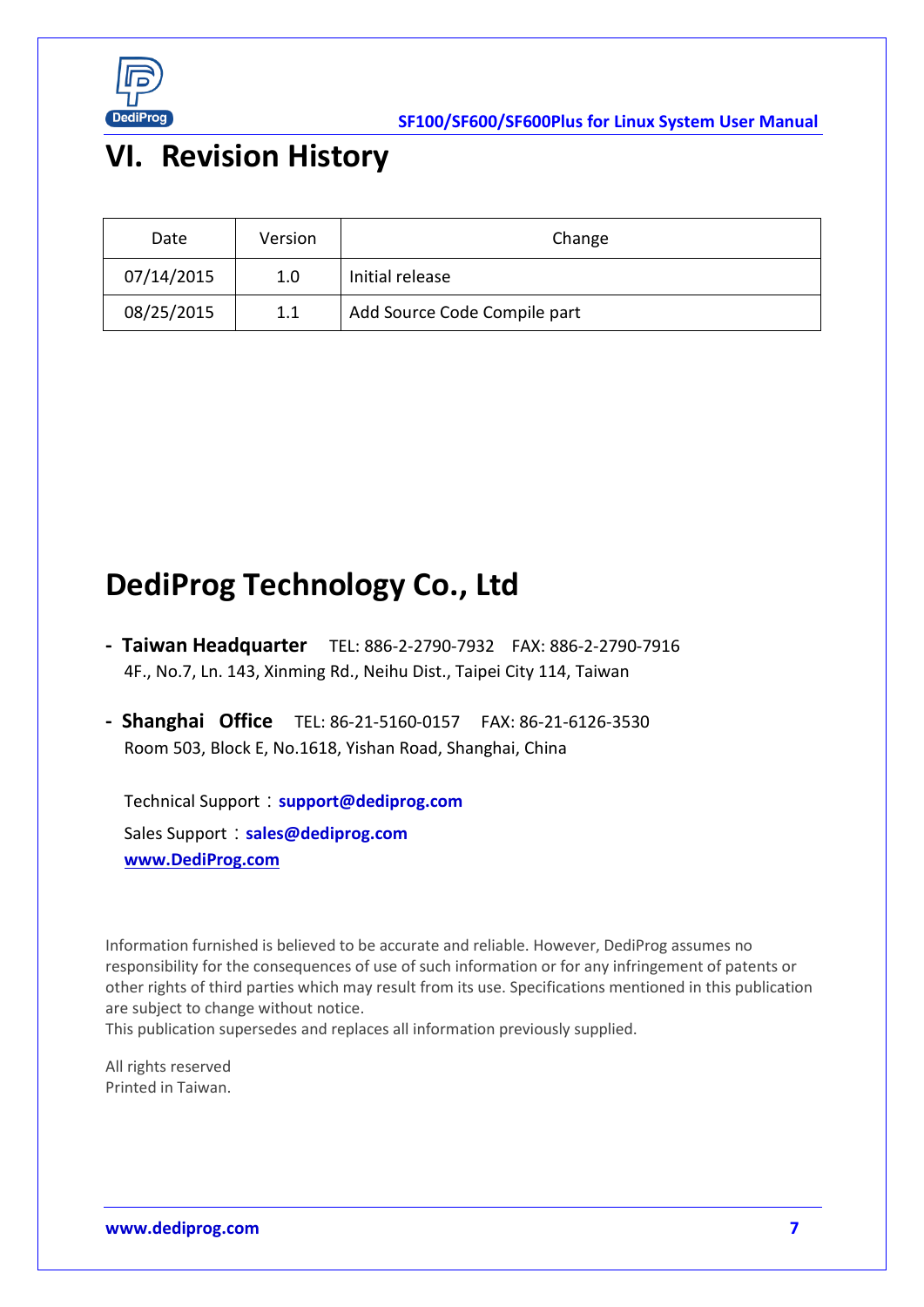# VI. Revision History

| Date | Version | Change |
| --- | --- | --- |
| 07/14/2015 | 1.0 | Initial release |
| 08/25/2015 | 1.1 | Add Source Code Compile part |

# DediProg Technology Co., Ltd

- **Taiwan Headquarter** TEL: 886-2-2790-7932 FAX: 886-2-2790-7916
  4F., No.7, Ln. 143, Xinming Rd., Neihu Dist., Taipei City 114, Taiwan

- **Shanghai Office** TEL: 86-21-5160-0157 FAX: 86-21-6126-3530
  Room 503, Block E, No.1618, Yishan Road, Shanghai, China

Technical Support：**support@dediprog.com**

Sales Support：**sales@dediprog.com**

**www.DediProg.com**

Information furnished is believed to be accurate and reliable. However, DediProg assumes no responsibility for the consequences of use of such information or for any infringement of patents or other rights of third parties which may result from its use. Specifications mentioned in this publication are subject to change without notice.
This publication supersedes and replaces all information previously supplied.

All rights reserved
Printed in Taiwan.